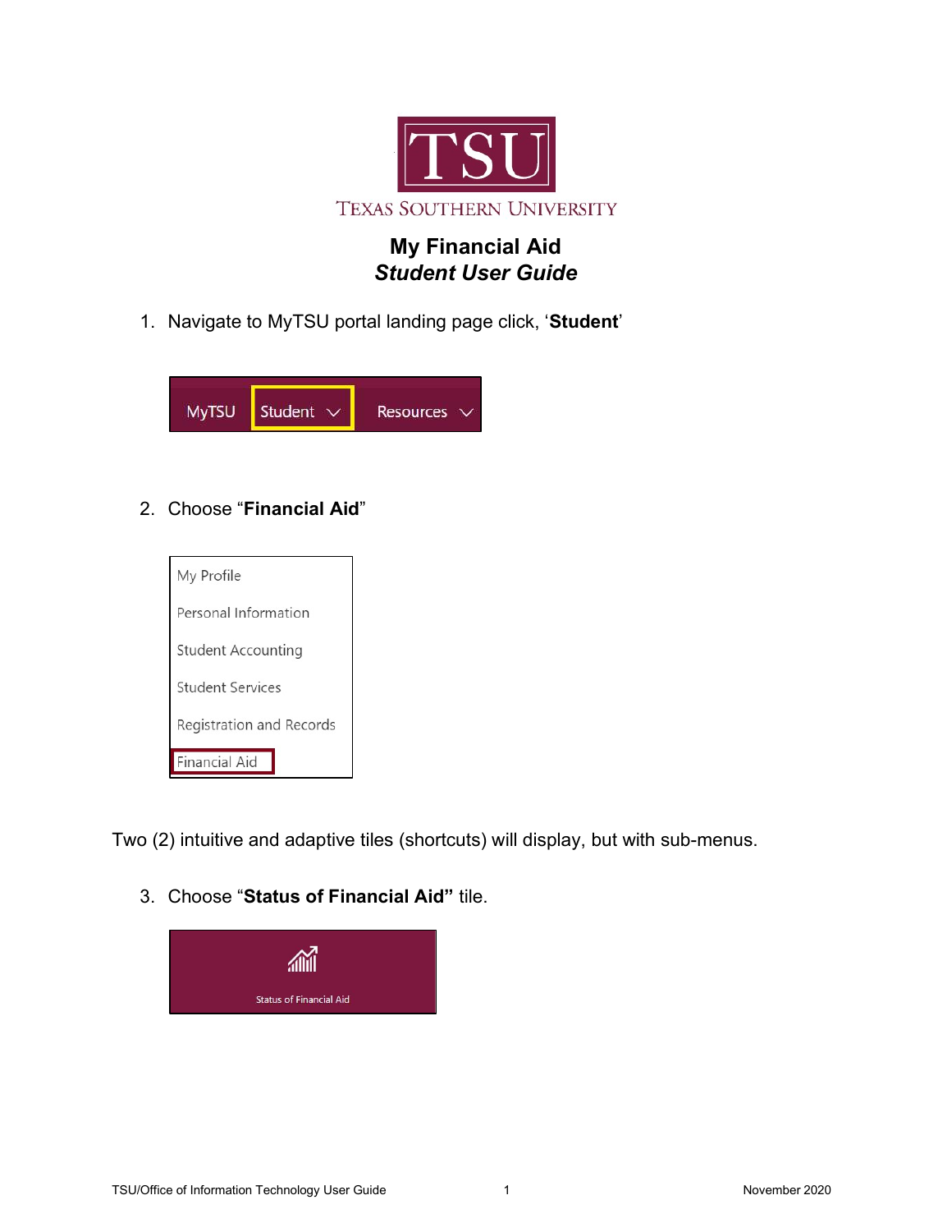TSU

TEXAS SOUTHERN UNIVERSITY

# My Financial Aid
## *Student User Guide*

1. Navigate to MyTSU portal landing page click, '**Student**'

MyTSU | Student | Resources

2. Choose "**Financial Aid**"

My Profile
Personal Information
Student Accounting
Student Services
Registration and Records
Financial Aid

Two (2) intuitive and adaptive tiles (shortcuts) will display, but with sub-menus.

3. Choose "**Status of Financial Aid"** tile.

Status of Financial Aid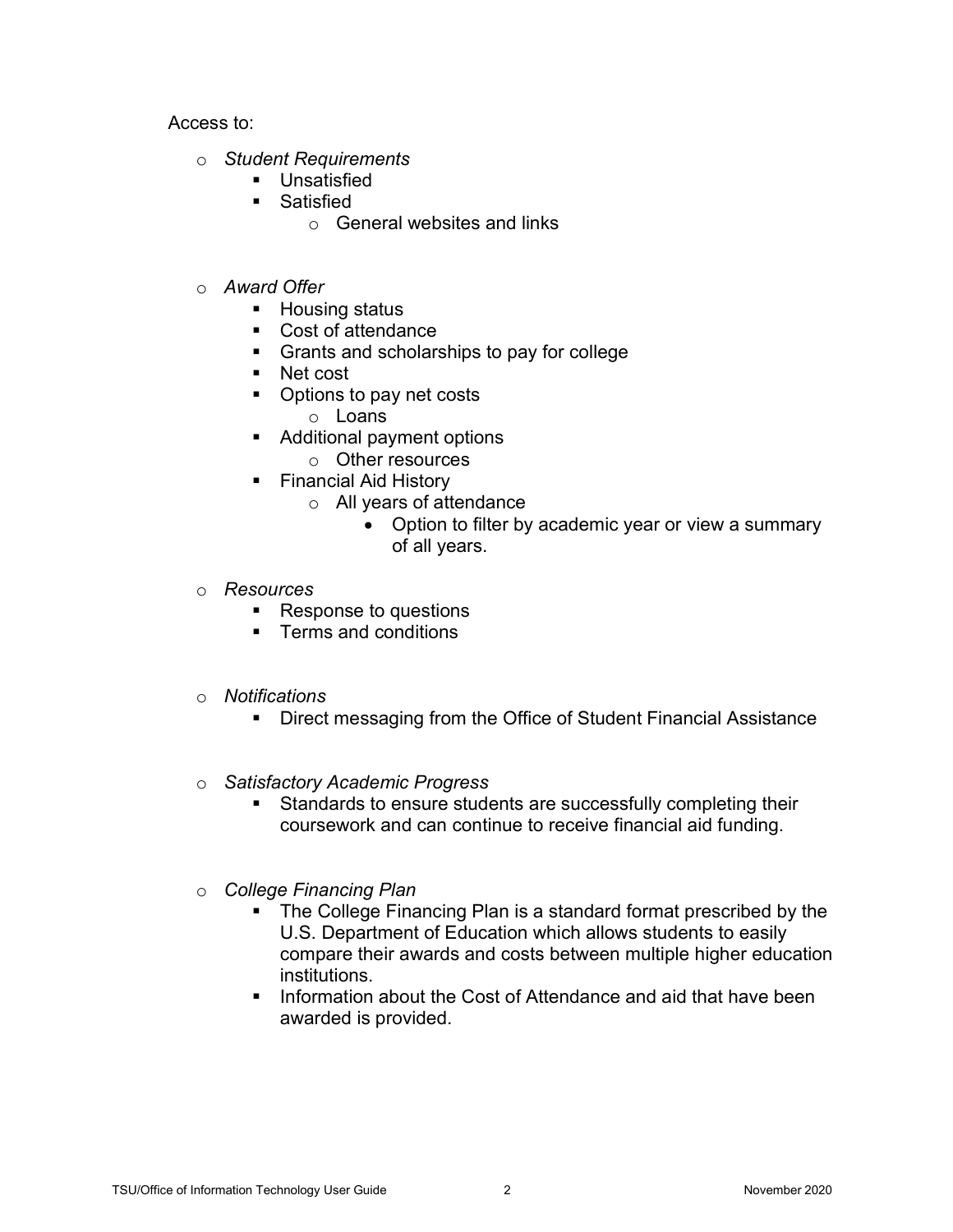Access to:

- *Student Requirements*
  - Unsatisfied
  - Satisfied
    - General websites and links

- *Award Offer*
  - Housing status
  - Cost of attendance
  - Grants and scholarships to pay for college
  - Net cost
  - Options to pay net costs
    - Loans
  - Additional payment options
    - Other resources
  - Financial Aid History
    - All years of attendance
      - Option to filter by academic year or view a summary of all years.

- *Resources*
  - Response to questions
  - Terms and conditions

- *Notifications*
  - Direct messaging from the Office of Student Financial Assistance

- *Satisfactory Academic Progress*
  - Standards to ensure students are successfully completing their coursework and can continue to receive financial aid funding.

- *College Financing Plan*
  - The College Financing Plan is a standard format prescribed by the U.S. Department of Education which allows students to easily compare their awards and costs between multiple higher education institutions.
  - Information about the Cost of Attendance and aid that have been awarded is provided.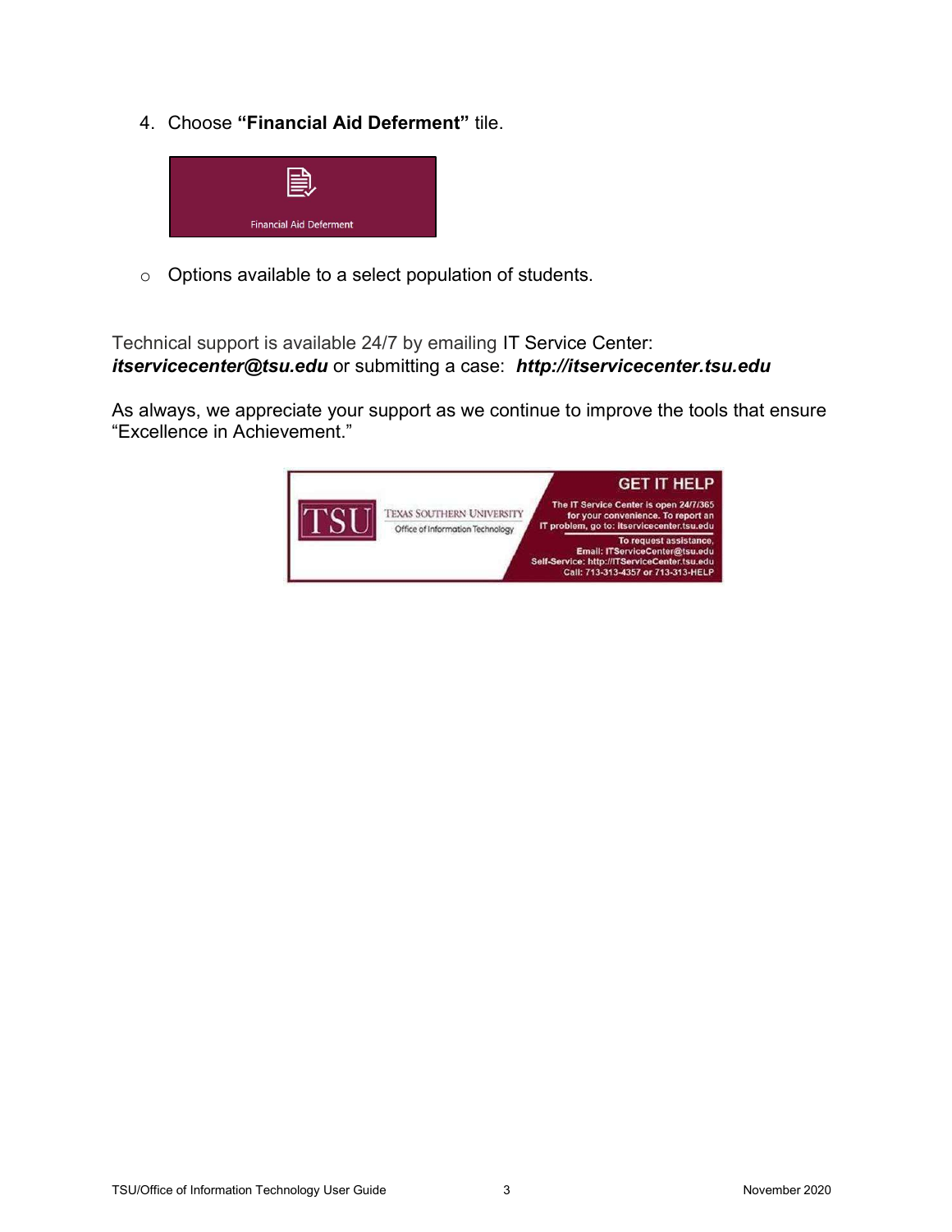4. Choose **"Financial Aid Deferment"** tile.

Financial Aid Deferment

- Options available to a select population of students.

Technical support is available 24/7 by emailing IT Service Center: ***itservicecenter@tsu.edu*** or submitting a case: ***http://itservicecenter.tsu.edu***

As always, we appreciate your support as we continue to improve the tools that ensure "Excellence in Achievement."

TSU

TEXAS SOUTHERN UNIVERSITY

Office of Information Technology

GET IT HELP

The IT Service Center is open 24/7/365 for your convenience. To report an IT problem, go to: itservicecenter.tsu.edu

To request assistance,
Email: ITServiceCenter@tsu.edu
Self-Service: http://ITServiceCenter.tsu.edu
Call: 713-313-4357 or 713-313-HELP